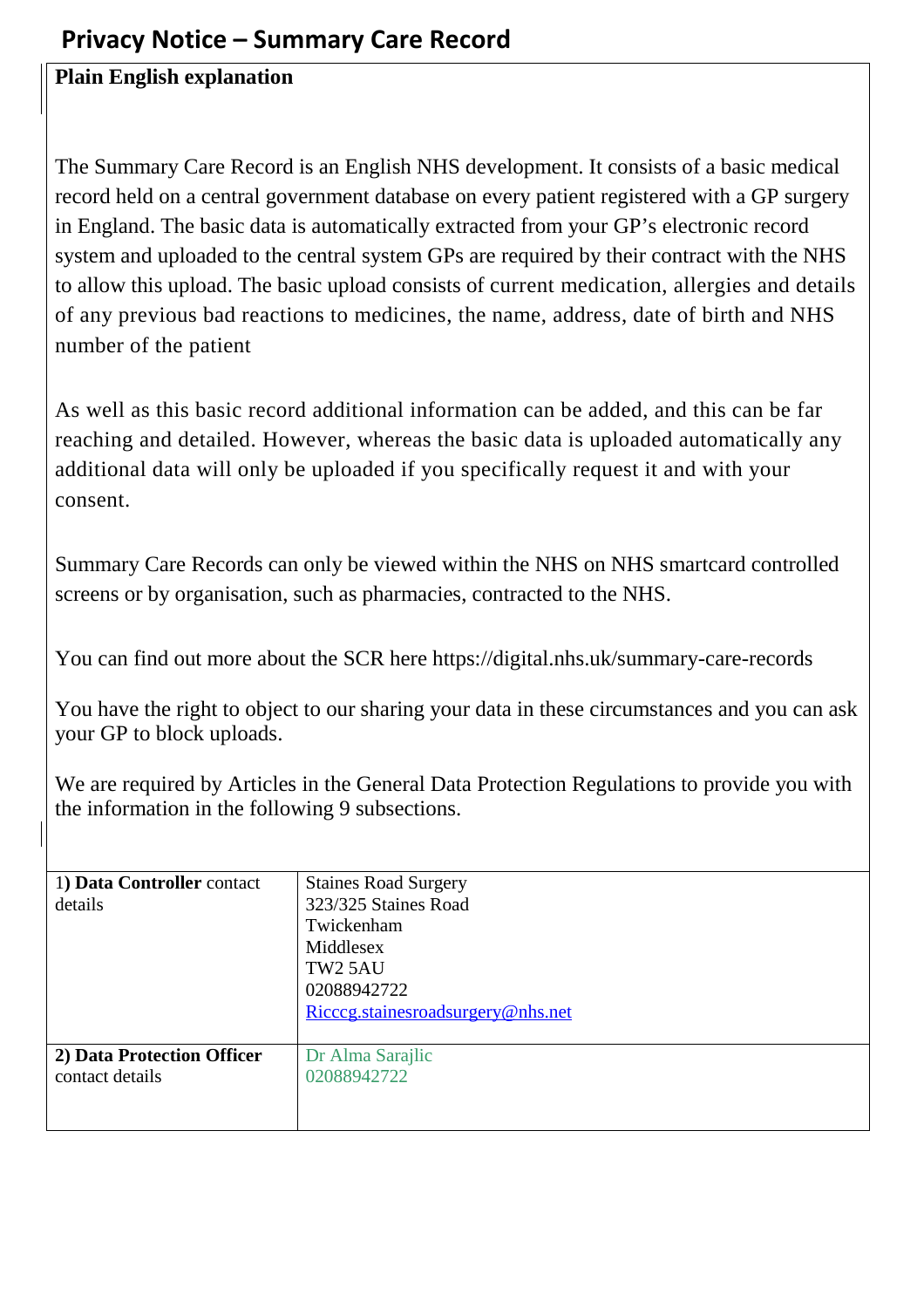# Privacy Notice – Summary Care Record

**Plain English explanation**

The Summary Care Record is an English NHS development. It consists of a basic medical record held on a central government database on every patient registered with a GP surgery in England. The basic data is automatically extracted from your GP's electronic record system and uploaded to the central system GPs are required by their contract with the NHS to allow this upload. The basic upload consists of current medication, allergies and details of any previous bad reactions to medicines, the name, address, date of birth and NHS number of the patient

As well as this basic record additional information can be added, and this can be far reaching and detailed. However, whereas the basic data is uploaded automatically any additional data will only be uploaded if you specifically request it and with your consent.

Summary Care Records can only be viewed within the NHS on NHS smartcard controlled screens or by organisation, such as pharmacies, contracted to the NHS.

You can find out more about the SCR here https://digital.nhs.uk/summary-care-records

You have the right to object to our sharing your data in these circumstances and you can ask your GP to block uploads.

We are required by Articles in the General Data Protection Regulations to provide you with the information in the following 9 subsections.

| | |
|---|---|
| 1) **Data Controller** contact details | Staines Road Surgery<br>323/325 Staines Road<br>Twickenham<br>Middlesex<br>TW2 5AU<br>02088942722<br>Ricccg.stainesroadsurgery@nhs.net |
| **2) Data Protection Officer** contact details | Dr Alma Sarajlic<br>02088942722 |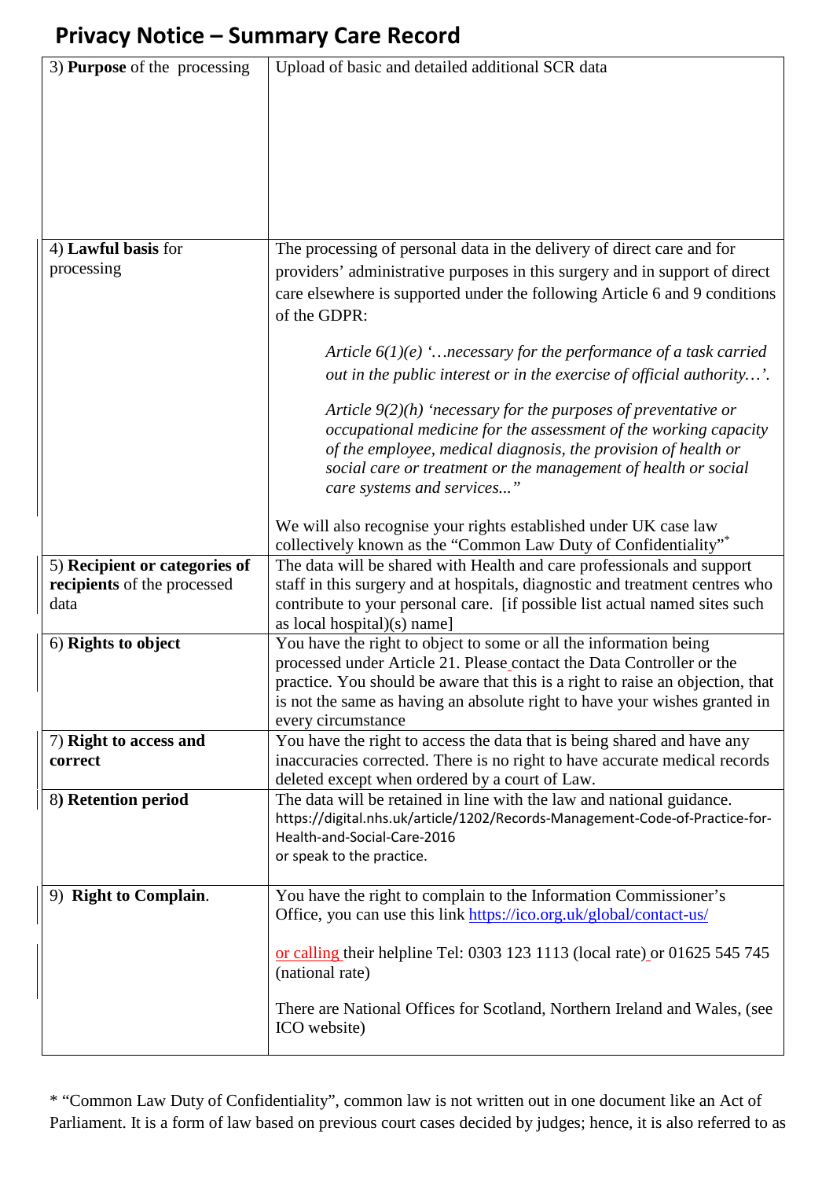## Privacy Notice – Summary Care Record

| | |
|---|---|
| 3) **Purpose** of the processing | Upload of basic and detailed additional SCR data |
| 4) **Lawful basis** for processing | The processing of personal data in the delivery of direct care and for providers' administrative purposes in this surgery and in support of direct care elsewhere is supported under the following Article 6 and 9 conditions of the GDPR:<br><br>*Article 6(1)(e) '…necessary for the performance of a task carried out in the public interest or in the exercise of official authority…'.*<br><br>*Article 9(2)(h) 'necessary for the purposes of preventative or occupational medicine for the assessment of the working capacity of the employee, medical diagnosis, the provision of health or social care or treatment or the management of health or social care systems and services..."*<br><br>We will also recognise your rights established under UK case law collectively known as the "Common Law Duty of Confidentiality"* |
| 5) **Recipient or categories of recipients** of the processed data | The data will be shared with Health and care professionals and support staff in this surgery and at hospitals, diagnostic and treatment centres who contribute to your personal care. [if possible list actual named sites such as local hospital)(s) name] |
| 6) **Rights to object** | You have the right to object to some or all the information being processed under Article 21. Please contact the Data Controller or the practice. You should be aware that this is a right to raise an objection, that is not the same as having an absolute right to have your wishes granted in every circumstance |
| 7) **Right to access and correct** | You have the right to access the data that is being shared and have any inaccuracies corrected. There is no right to have accurate medical records deleted except when ordered by a court of Law. |
| 8) **Retention period** | The data will be retained in line with the law and national guidance. https://digital.nhs.uk/article/1202/Records-Management-Code-of-Practice-for-Health-and-Social-Care-2016<br>or speak to the practice. |
| 9) **Right to Complain**. | You have the right to complain to the Information Commissioner's Office, you can use this link https://ico.org.uk/global/contact-us/<br><br>or calling their helpline Tel: 0303 123 1113 (local rate) or 01625 545 745 (national rate)<br><br>There are National Offices for Scotland, Northern Ireland and Wales, (see ICO website) |

* "Common Law Duty of Confidentiality", common law is not written out in one document like an Act of Parliament. It is a form of law based on previous court cases decided by judges; hence, it is also referred to as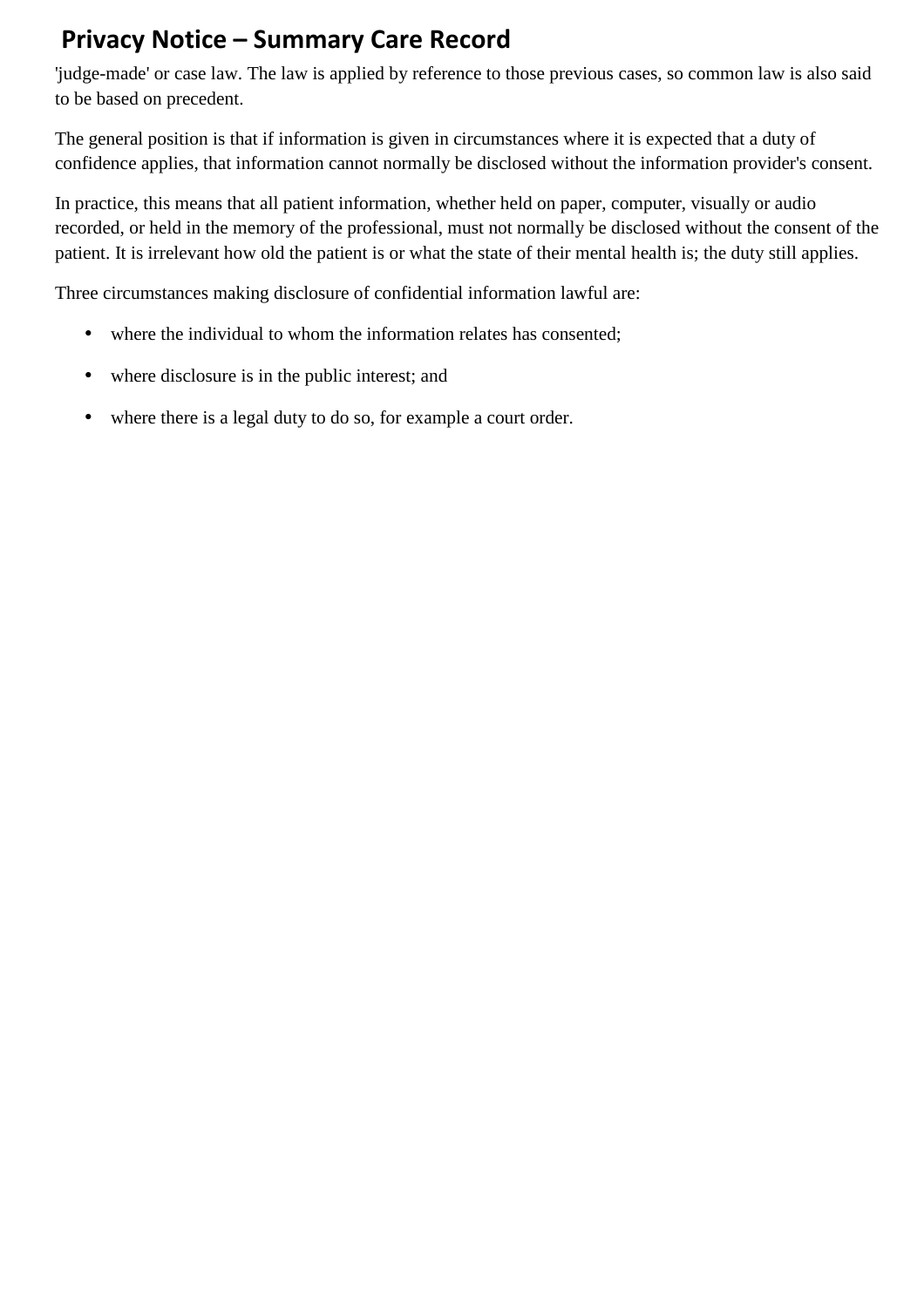'judge-made' or case law. The law is applied by reference to those previous cases, so common law is also said to be based on precedent.

The general position is that if information is given in circumstances where it is expected that a duty of confidence applies, that information cannot normally be disclosed without the information provider's consent.

In practice, this means that all patient information, whether held on paper, computer, visually or audio recorded, or held in the memory of the professional, must not normally be disclosed without the consent of the patient. It is irrelevant how old the patient is or what the state of their mental health is; the duty still applies.

Three circumstances making disclosure of confidential information lawful are:

- where the individual to whom the information relates has consented;
- where disclosure is in the public interest; and
- where there is a legal duty to do so, for example a court order.